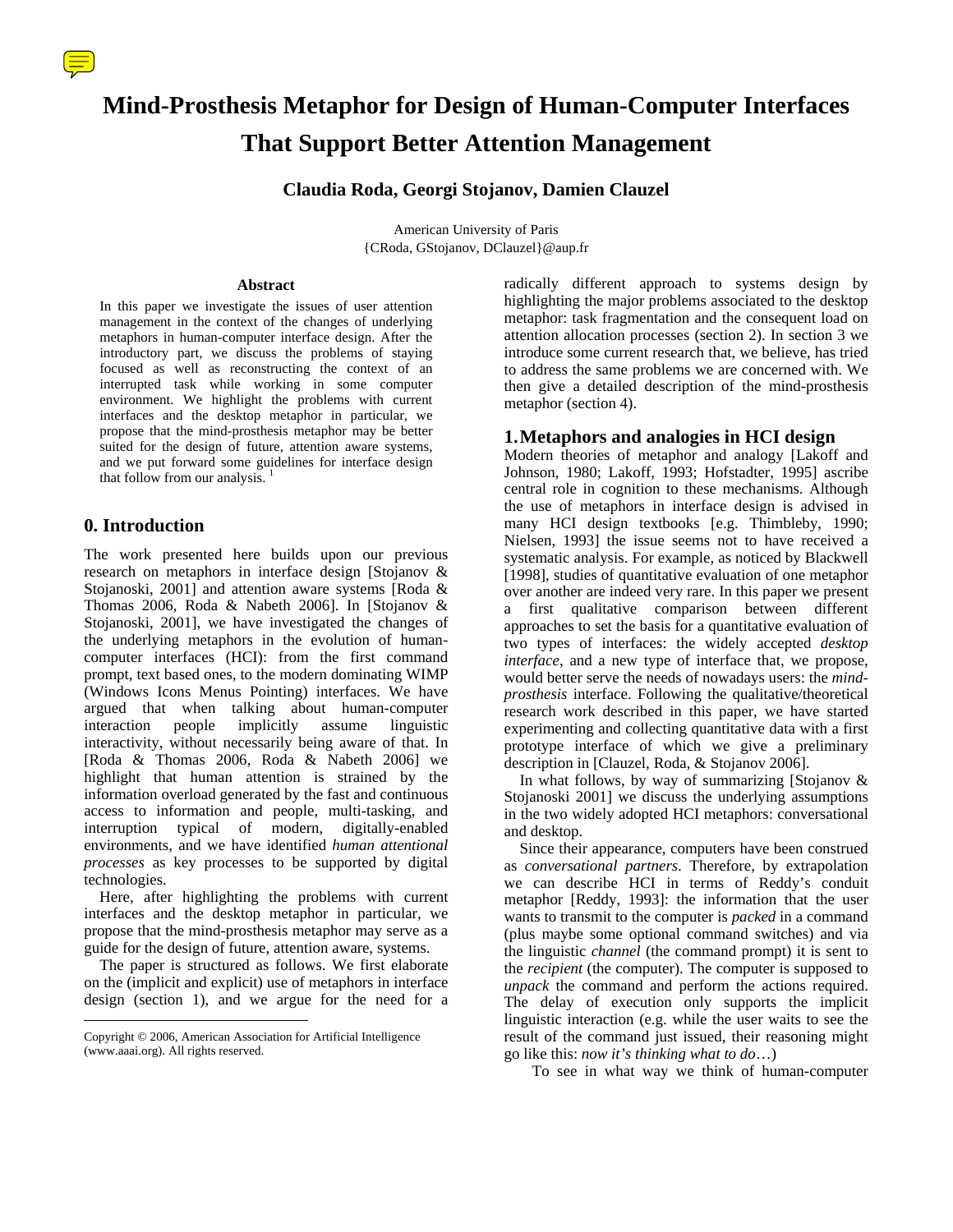# Mind-Prosthesis Metaphor for Design of Human-Computer Interfaces That Support Better Attention Management

**Claudia Roda, Georgi Stojanov, Damien Clauzel**

American University of Paris
{CRoda, GStojanov, DClauzel}@aup.fr

### Abstract

In this paper we investigate the issues of user attention management in the context of the changes of underlying metaphors in human-computer interface design. After the introductory part, we discuss the problems of staying focused as well as reconstructing the context of an interrupted task while working in some computer environment. We highlight the problems with current interfaces and the desktop metaphor in particular, we propose that the mind-prosthesis metaphor may be better suited for the design of future, attention aware systems, and we put forward some guidelines for interface design that follow from our analysis. [1]

## 0. Introduction

The work presented here builds upon our previous research on metaphors in interface design [Stojanov & Stojanoski, 2001] and attention aware systems [Roda & Thomas 2006, Roda & Nabeth 2006]. In [Stojanov & Stojanoski, 2001], we have investigated the changes of the underlying metaphors in the evolution of human-computer interfaces (HCI): from the first command prompt, text based ones, to the modern dominating WIMP (Windows Icons Menus Pointing) interfaces. We have argued that when talking about human-computer interaction people implicitly assume linguistic interactivity, without necessarily being aware of that. In [Roda & Thomas 2006, Roda & Nabeth 2006] we highlight that human attention is strained by the information overload generated by the fast and continuous access to information and people, multi-tasking, and interruption typical of modern, digitally-enabled environments, and we have identified *human attentional processes* as key processes to be supported by digital technologies.

Here, after highlighting the problems with current interfaces and the desktop metaphor in particular, we propose that the mind-prosthesis metaphor may serve as a guide for the design of future, attention aware, systems.

The paper is structured as follows. We first elaborate on the (implicit and explicit) use of metaphors in interface design (section 1), and we argue for the need for a radically different approach to systems design by highlighting the major problems associated to the desktop metaphor: task fragmentation and the consequent load on attention allocation processes (section 2). In section 3 we introduce some current research that, we believe, has tried to address the same problems we are concerned with. We then give a detailed description of the mind-prosthesis metaphor (section 4).

## 1. Metaphors and analogies in HCI design

Modern theories of metaphor and analogy [Lakoff and Johnson, 1980; Lakoff, 1993; Hofstadter, 1995] ascribe central role in cognition to these mechanisms. Although the use of metaphors in interface design is advised in many HCI design textbooks [e.g. Thimbleby, 1990; Nielsen, 1993] the issue seems not to have received a systematic analysis. For example, as noticed by Blackwell [1998], studies of quantitative evaluation of one metaphor over another are indeed very rare. In this paper we present a first qualitative comparison between different approaches to set the basis for a quantitative evaluation of two types of interfaces: the widely accepted *desktop interface*, and a new type of interface that, we propose, would better serve the needs of nowadays users: the *mind-prosthesis* interface. Following the qualitative/theoretical research work described in this paper, we have started experimenting and collecting quantitative data with a first prototype interface of which we give a preliminary description in [Clauzel, Roda, & Stojanov 2006].

In what follows, by way of summarizing [Stojanov & Stojanoski 2001] we discuss the underlying assumptions in the two widely adopted HCI metaphors: conversational and desktop.

Since their appearance, computers have been construed as *conversational partners*. Therefore, by extrapolation we can describe HCI in terms of Reddy's conduit metaphor [Reddy, 1993]: the information that the user wants to transmit to the computer is *packed* in a command (plus maybe some optional command switches) and via the linguistic *channel* (the command prompt) it is sent to the *recipient* (the computer). The computer is supposed to *unpack* the command and perform the actions required. The delay of execution only supports the implicit linguistic interaction (e.g. while the user waits to see the result of the command just issued, their reasoning might go like this: *now it's thinking what to do*…)

To see in what way we think of human-computer

---

Copyright © 2006, American Association for Artificial Intelligence (www.aaai.org). All rights reserved.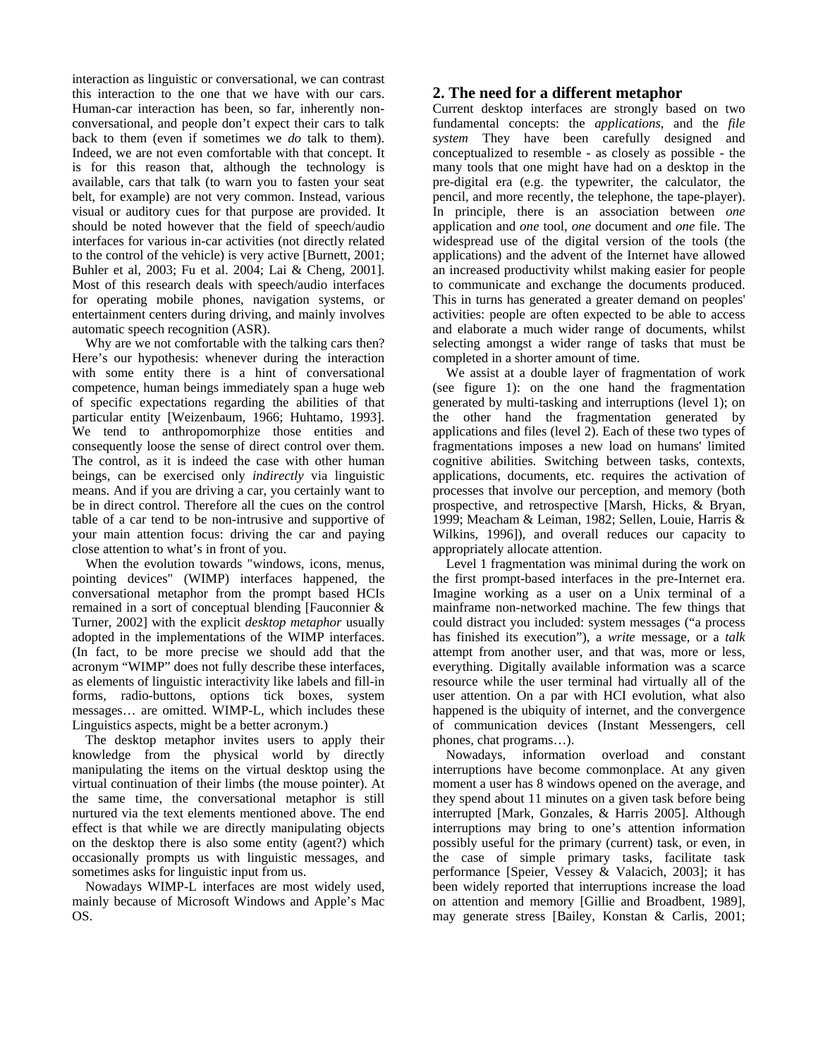interaction as linguistic or conversational, we can contrast this interaction to the one that we have with our cars. Human-car interaction has been, so far, inherently non-conversational, and people don't expect their cars to talk back to them (even if sometimes we *do* talk to them). Indeed, we are not even comfortable with that concept. It is for this reason that, although the technology is available, cars that talk (to warn you to fasten your seat belt, for example) are not very common. Instead, various visual or auditory cues for that purpose are provided. It should be noted however that the field of speech/audio interfaces for various in-car activities (not directly related to the control of the vehicle) is very active [Burnett, 2001; Buhler et al, 2003; Fu et al. 2004; Lai & Cheng, 2001]. Most of this research deals with speech/audio interfaces for operating mobile phones, navigation systems, or entertainment centers during driving, and mainly involves automatic speech recognition (ASR).

Why are we not comfortable with the talking cars then? Here's our hypothesis: whenever during the interaction with some entity there is a hint of conversational competence, human beings immediately span a huge web of specific expectations regarding the abilities of that particular entity [Weizenbaum, 1966; Huhtamo, 1993]. We tend to anthropomorphize those entities and consequently loose the sense of direct control over them. The control, as it is indeed the case with other human beings, can be exercised only *indirectly* via linguistic means. And if you are driving a car, you certainly want to be in direct control. Therefore all the cues on the control table of a car tend to be non-intrusive and supportive of your main attention focus: driving the car and paying close attention to what's in front of you.

When the evolution towards "windows, icons, menus, pointing devices" (WIMP) interfaces happened, the conversational metaphor from the prompt based HCIs remained in a sort of conceptual blending [Fauconnier & Turner, 2002] with the explicit *desktop metaphor* usually adopted in the implementations of the WIMP interfaces. (In fact, to be more precise we should add that the acronym "WIMP" does not fully describe these interfaces, as elements of linguistic interactivity like labels and fill-in forms, radio-buttons, options tick boxes, system messages… are omitted. WIMP-L, which includes these Linguistics aspects, might be a better acronym.)

The desktop metaphor invites users to apply their knowledge from the physical world by directly manipulating the items on the virtual desktop using the virtual continuation of their limbs (the mouse pointer). At the same time, the conversational metaphor is still nurtured via the text elements mentioned above. The end effect is that while we are directly manipulating objects on the desktop there is also some entity (agent?) which occasionally prompts us with linguistic messages, and sometimes asks for linguistic input from us.

Nowadays WIMP-L interfaces are most widely used, mainly because of Microsoft Windows and Apple's Mac OS.

## 2. The need for a different metaphor

Current desktop interfaces are strongly based on two fundamental concepts: the *applications*, and the *file system* They have been carefully designed and conceptualized to resemble - as closely as possible - the many tools that one might have had on a desktop in the pre-digital era (e.g. the typewriter, the calculator, the pencil, and more recently, the telephone, the tape-player). In principle, there is an association between *one* application and *one* tool, *one* document and *one* file. The widespread use of the digital version of the tools (the applications) and the advent of the Internet have allowed an increased productivity whilst making easier for people to communicate and exchange the documents produced. This in turns has generated a greater demand on peoples' activities: people are often expected to be able to access and elaborate a much wider range of documents, whilst selecting amongst a wider range of tasks that must be completed in a shorter amount of time.

We assist at a double layer of fragmentation of work (see figure 1): on the one hand the fragmentation generated by multi-tasking and interruptions (level 1); on the other hand the fragmentation generated by applications and files (level 2). Each of these two types of fragmentations imposes a new load on humans' limited cognitive abilities. Switching between tasks, contexts, applications, documents, etc. requires the activation of processes that involve our perception, and memory (both prospective, and retrospective [Marsh, Hicks, & Bryan, 1999; Meacham & Leiman, 1982; Sellen, Louie, Harris & Wilkins, 1996]), and overall reduces our capacity to appropriately allocate attention.

Level 1 fragmentation was minimal during the work on the first prompt-based interfaces in the pre-Internet era. Imagine working as a user on a Unix terminal of a mainframe non-networked machine. The few things that could distract you included: system messages ("a process has finished its execution"), a *write* message, or a *talk* attempt from another user, and that was, more or less, everything. Digitally available information was a scarce resource while the user terminal had virtually all of the user attention. On a par with HCI evolution, what also happened is the ubiquity of internet, and the convergence of communication devices (Instant Messengers, cell phones, chat programs…).

Nowadays, information overload and constant interruptions have become commonplace. At any given moment a user has 8 windows opened on the average, and they spend about 11 minutes on a given task before being interrupted [Mark, Gonzales, & Harris 2005]. Although interruptions may bring to one's attention information possibly useful for the primary (current) task, or even, in the case of simple primary tasks, facilitate task performance [Speier, Vessey & Valacich, 2003]; it has been widely reported that interruptions increase the load on attention and memory [Gillie and Broadbent, 1989], may generate stress [Bailey, Konstan & Carlis, 2001;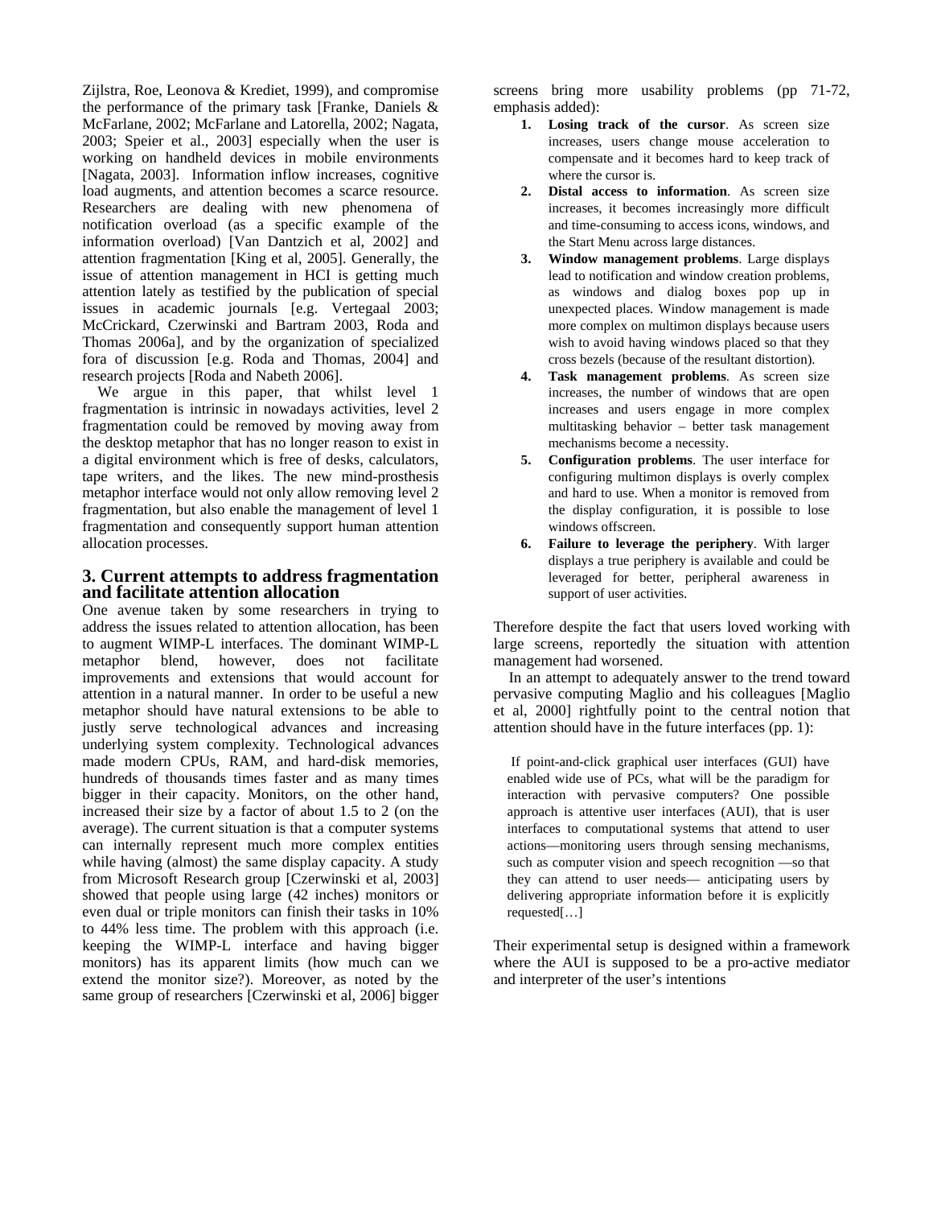Zijlstra, Roe, Leonova & Krediet, 1999), and compromise the performance of the primary task [Franke, Daniels & McFarlane, 2002; McFarlane and Latorella, 2002; Nagata, 2003; Speier et al., 2003] especially when the user is working on handheld devices in mobile environments [Nagata, 2003]. Information inflow increases, cognitive load augments, and attention becomes a scarce resource. Researchers are dealing with new phenomena of notification overload (as a specific example of the information overload) [Van Dantzich et al, 2002] and attention fragmentation [King et al, 2005]. Generally, the issue of attention management in HCI is getting much attention lately as testified by the publication of special issues in academic journals [e.g. Vertegaal 2003; McCrickard, Czerwinski and Bartram 2003, Roda and Thomas 2006a], and by the organization of specialized fora of discussion [e.g. Roda and Thomas, 2004] and research projects [Roda and Nabeth 2006].

We argue in this paper, that whilst level 1 fragmentation is intrinsic in nowadays activities, level 2 fragmentation could be removed by moving away from the desktop metaphor that has no longer reason to exist in a digital environment which is free of desks, calculators, tape writers, and the likes. The new mind-prosthesis metaphor interface would not only allow removing level 2 fragmentation, but also enable the management of level 1 fragmentation and consequently support human attention allocation processes.

## 3. Current attempts to address fragmentation and facilitate attention allocation

One avenue taken by some researchers in trying to address the issues related to attention allocation, has been to augment WIMP-L interfaces. The dominant WIMP-L metaphor blend, however, does not facilitate improvements and extensions that would account for attention in a natural manner. In order to be useful a new metaphor should have natural extensions to be able to justly serve technological advances and increasing underlying system complexity. Technological advances made modern CPUs, RAM, and hard-disk memories, hundreds of thousands times faster and as many times bigger in their capacity. Monitors, on the other hand, increased their size by a factor of about 1.5 to 2 (on the average). The current situation is that a computer systems can internally represent much more complex entities while having (almost) the same display capacity. A study from Microsoft Research group [Czerwinski et al, 2003] showed that people using large (42 inches) monitors or even dual or triple monitors can finish their tasks in 10% to 44% less time. The problem with this approach (i.e. keeping the WIMP-L interface and having bigger monitors) has its apparent limits (how much can we extend the monitor size?). Moreover, as noted by the same group of researchers [Czerwinski et al, 2006] bigger screens bring more usability problems (pp 71-72, emphasis added):

1. **Losing track of the cursor**. As screen size increases, users change mouse acceleration to compensate and it becomes hard to keep track of where the cursor is.
2. **Distal access to information**. As screen size increases, it becomes increasingly more difficult and time-consuming to access icons, windows, and the Start Menu across large distances.
3. **Window management problems**. Large displays lead to notification and window creation problems, as windows and dialog boxes pop up in unexpected places. Window management is made more complex on multimon displays because users wish to avoid having windows placed so that they cross bezels (because of the resultant distortion).
4. **Task management problems**. As screen size increases, the number of windows that are open increases and users engage in more complex multitasking behavior – better task management mechanisms become a necessity.
5. **Configuration problems**. The user interface for configuring multimon displays is overly complex and hard to use. When a monitor is removed from the display configuration, it is possible to lose windows offscreen.
6. **Failure to leverage the periphery**. With larger displays a true periphery is available and could be leveraged for better, peripheral awareness in support of user activities.

Therefore despite the fact that users loved working with large screens, reportedly the situation with attention management had worsened.

In an attempt to adequately answer to the trend toward pervasive computing Maglio and his colleagues [Maglio et al, 2000] rightfully point to the central notion that attention should have in the future interfaces (pp. 1):

> If point-and-click graphical user interfaces (GUI) have enabled wide use of PCs, what will be the paradigm for interaction with pervasive computers? One possible approach is attentive user interfaces (AUI), that is user interfaces to computational systems that attend to user actions—monitoring users through sensing mechanisms, such as computer vision and speech recognition —so that they can attend to user needs— anticipating users by delivering appropriate information before it is explicitly requested[…]

Their experimental setup is designed within a framework where the AUI is supposed to be a pro-active mediator and interpreter of the user's intentions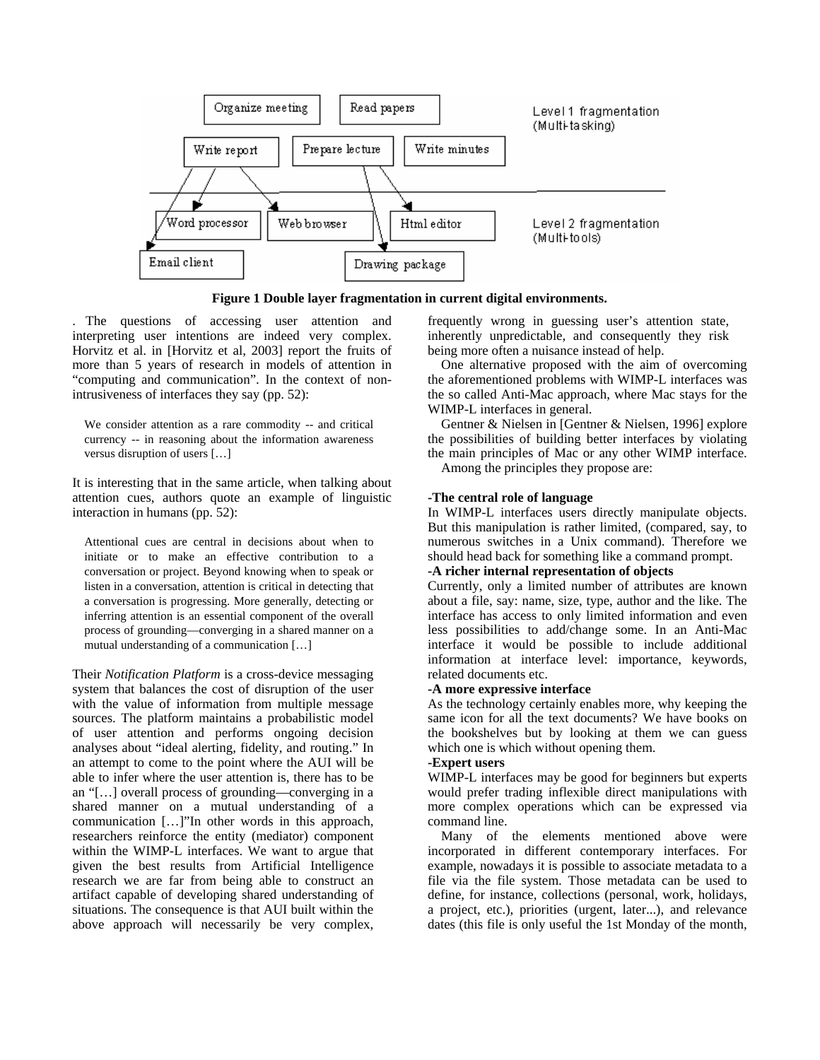Figure 1 Double layer fragmentation in current digital environments.

. The questions of accessing user attention and interpreting user intentions are indeed very complex. Horvitz et al. in [Horvitz et al, 2003] report the fruits of more than 5 years of research in models of attention in "computing and communication". In the context of non-intrusiveness of interfaces they say (pp. 52):

> We consider attention as a rare commodity -- and critical currency -- in reasoning about the information awareness versus disruption of users […]

It is interesting that in the same article, when talking about attention cues, authors quote an example of linguistic interaction in humans (pp. 52):

> Attentional cues are central in decisions about when to initiate or to make an effective contribution to a conversation or project. Beyond knowing when to speak or listen in a conversation, attention is critical in detecting that a conversation is progressing. More generally, detecting or inferring attention is an essential component of the overall process of grounding—converging in a shared manner on a mutual understanding of a communication […]

Their *Notification Platform* is a cross-device messaging system that balances the cost of disruption of the user with the value of information from multiple message sources. The platform maintains a probabilistic model of user attention and performs ongoing decision analyses about "ideal alerting, fidelity, and routing." In an attempt to come to the point where the AUI will be able to infer where the user attention is, there has to be an "[…] overall process of grounding—converging in a shared manner on a mutual understanding of a communication […]"In other words in this approach, researchers reinforce the entity (mediator) component within the WIMP-L interfaces. We want to argue that given the best results from Artificial Intelligence research we are far from being able to construct an artifact capable of developing shared understanding of situations. The consequence is that AUI built within the above approach will necessarily be very complex, frequently wrong in guessing user's attention state, inherently unpredictable, and consequently they risk being more often a nuisance instead of help.

One alternative proposed with the aim of overcoming the aforementioned problems with WIMP-L interfaces was the so called Anti-Mac approach, where Mac stays for the WIMP-L interfaces in general.

Gentner & Nielsen in [Gentner & Nielsen, 1996] explore the possibilities of building better interfaces by violating the main principles of Mac or any other WIMP interface. Among the principles they propose are:

**-The central role of language**
In WIMP-L interfaces users directly manipulate objects. But this manipulation is rather limited, (compared, say, to numerous switches in a Unix command). Therefore we should head back for something like a command prompt.

**-A richer internal representation of objects**
Currently, only a limited number of attributes are known about a file, say: name, size, type, author and the like. The interface has access to only limited information and even less possibilities to add/change some. In an Anti-Mac interface it would be possible to include additional information at interface level: importance, keywords, related documents etc.

**-A more expressive interface**
As the technology certainly enables more, why keeping the same icon for all the text documents? We have books on the bookshelves but by looking at them we can guess which one is which without opening them.

**-Expert users**
WIMP-L interfaces may be good for beginners but experts would prefer trading inflexible direct manipulations with more complex operations which can be expressed via command line.

Many of the elements mentioned above were incorporated in different contemporary interfaces. For example, nowadays it is possible to associate metadata to a file via the file system. Those metadata can be used to define, for instance, collections (personal, work, holidays, a project, etc.), priorities (urgent, later...), and relevance dates (this file is only useful the 1st Monday of the month,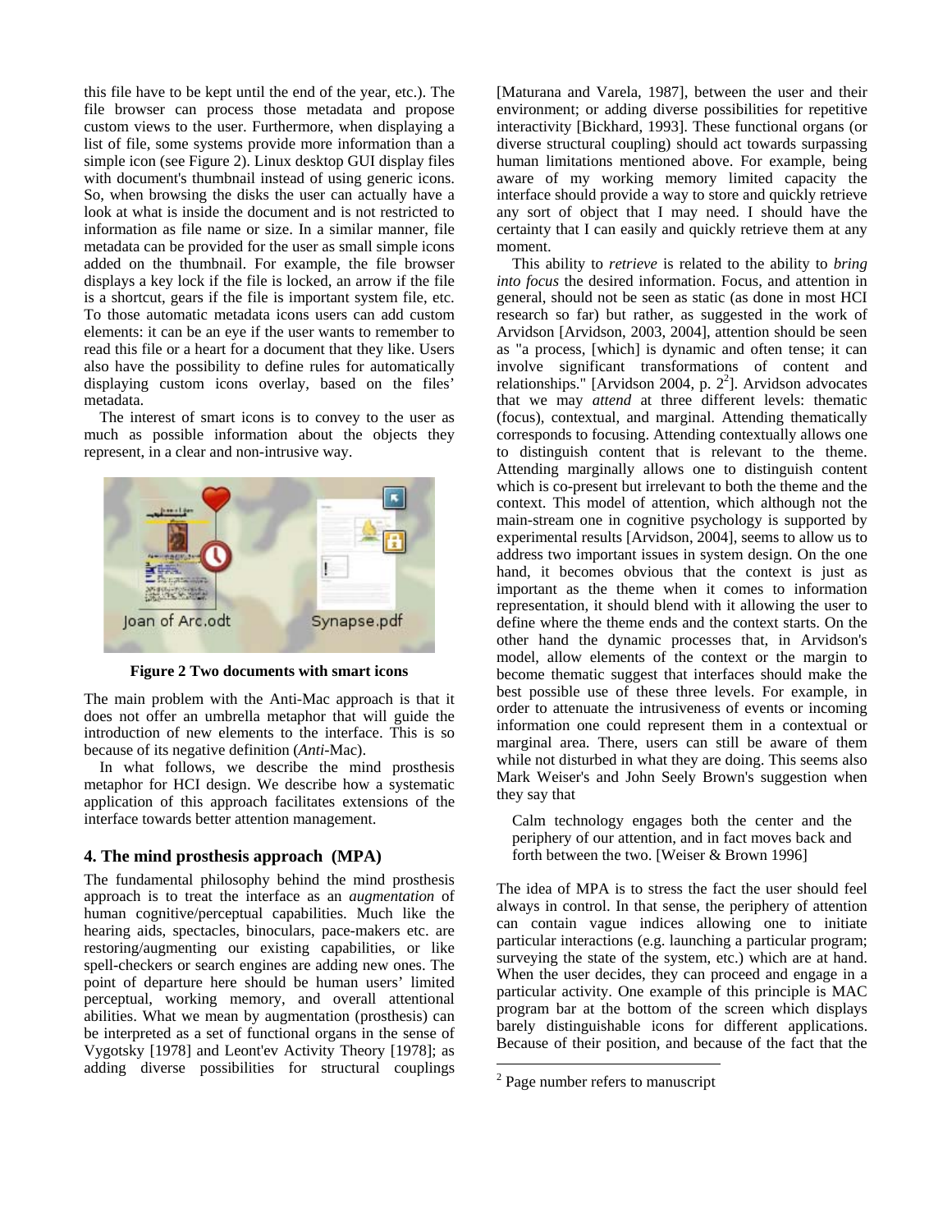this file have to be kept until the end of the year, etc.). The file browser can process those metadata and propose custom views to the user. Furthermore, when displaying a list of file, some systems provide more information than a simple icon (see Figure 2). Linux desktop GUI display files with document's thumbnail instead of using generic icons. So, when browsing the disks the user can actually have a look at what is inside the document and is not restricted to information as file name or size. In a similar manner, file metadata can be provided for the user as small simple icons added on the thumbnail. For example, the file browser displays a key lock if the file is locked, an arrow if the file is a shortcut, gears if the file is important system file, etc. To those automatic metadata icons users can add custom elements: it can be an eye if the user wants to remember to read this file or a heart for a document that they like. Users also have the possibility to define rules for automatically displaying custom icons overlay, based on the files' metadata.

The interest of smart icons is to convey to the user as much as possible information about the objects they represent, in a clear and non-intrusive way.

**Figure 2 Two documents with smart icons**

The main problem with the Anti-Mac approach is that it does not offer an umbrella metaphor that will guide the introduction of new elements to the interface. This is so because of its negative definition (*Anti*-Mac).

In what follows, we describe the mind prosthesis metaphor for HCI design. We describe how a systematic application of this approach facilitates extensions of the interface towards better attention management.

## 4. The mind prosthesis approach (MPA)

The fundamental philosophy behind the mind prosthesis approach is to treat the interface as an *augmentation* of human cognitive/perceptual capabilities. Much like the hearing aids, spectacles, binoculars, pace-makers etc. are restoring/augmenting our existing capabilities, or like spell-checkers or search engines are adding new ones. The point of departure here should be human users' limited perceptual, working memory, and overall attentional abilities. What we mean by augmentation (prosthesis) can be interpreted as a set of functional organs in the sense of Vygotsky [1978] and Leont'ev Activity Theory [1978]; as adding diverse possibilities for structural couplings [Maturana and Varela, 1987], between the user and their environment; or adding diverse possibilities for repetitive interactivity [Bickhard, 1993]. These functional organs (or diverse structural coupling) should act towards surpassing human limitations mentioned above. For example, being aware of my working memory limited capacity the interface should provide a way to store and quickly retrieve any sort of object that I may need. I should have the certainty that I can easily and quickly retrieve them at any moment.

This ability to *retrieve* is related to the ability to *bring into focus* the desired information. Focus, and attention in general, should not be seen as static (as done in most HCI research so far) but rather, as suggested in the work of Arvidson [Arvidson, 2003, 2004], attention should be seen as "a process, [which] is dynamic and often tense; it can involve significant transformations of content and relationships." [Arvidson 2004, p. 2[2]]. Arvidson advocates that we may *attend* at three different levels: thematic (focus), contextual, and marginal. Attending thematically corresponds to focusing. Attending contextually allows one to distinguish content that is relevant to the theme. Attending marginally allows one to distinguish content which is co-present but irrelevant to both the theme and the context. This model of attention, which although not the main-stream one in cognitive psychology is supported by experimental results [Arvidson, 2004], seems to allow us to address two important issues in system design. On the one hand, it becomes obvious that the context is just as important as the theme when it comes to information representation, it should blend with it allowing the user to define where the theme ends and the context starts. On the other hand the dynamic processes that, in Arvidson's model, allow elements of the context or the margin to become thematic suggest that interfaces should make the best possible use of these three levels. For example, in order to attenuate the intrusiveness of events or incoming information one could represent them in a contextual or marginal area. There, users can still be aware of them while not disturbed in what they are doing. This seems also Mark Weiser's and John Seely Brown's suggestion when they say that

> Calm technology engages both the center and the periphery of our attention, and in fact moves back and forth between the two. [Weiser & Brown 1996]

The idea of MPA is to stress the fact the user should feel always in control. In that sense, the periphery of attention can contain vague indices allowing one to initiate particular interactions (e.g. launching a particular program; surveying the state of the system, etc.) which are at hand. When the user decides, they can proceed and engage in a particular activity. One example of this principle is MAC program bar at the bottom of the screen which displays barely distinguishable icons for different applications. Because of their position, and because of the fact that the

[2] Page number refers to manuscript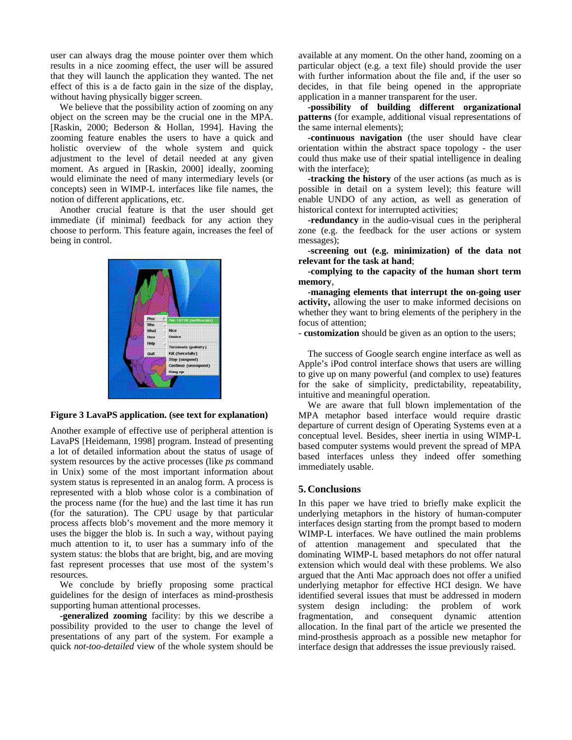user can always drag the mouse pointer over them which results in a nice zooming effect, the user will be assured that they will launch the application they wanted. The net effect of this is a de facto gain in the size of the display, without having physically bigger screen.

We believe that the possibility action of zooming on any object on the screen may be the crucial one in the MPA. [Raskin, 2000; Bederson & Hollan, 1994]. Having the zooming feature enables the users to have a quick and holistic overview of the whole system and quick adjustment to the level of detail needed at any given moment. As argued in [Raskin, 2000] ideally, zooming would eliminate the need of many intermediary levels (or concepts) seen in WIMP-L interfaces like file names, the notion of different applications, etc.

Another crucial feature is that the user should get immediate (if minimal) feedback for any action they choose to perform. This feature again, increases the feel of being in control.

**Figure 3 LavaPS application. (see text for explanation)**

Another example of effective use of peripheral attention is LavaPS [Heidemann, 1998] program. Instead of presenting a lot of detailed information about the status of usage of system resources by the active processes (like *ps* command in Unix) some of the most important information about system status is represented in an analog form. A process is represented with a blob whose color is a combination of the process name (for the hue) and the last time it has run (for the saturation). The CPU usage by that particular process affects blob's movement and the more memory it uses the bigger the blob is. In such a way, without paying much attention to it, to user has a summary info of the system status: the blobs that are bright, big, and are moving fast represent processes that use most of the system's resources.

We conclude by briefly proposing some practical guidelines for the design of interfaces as mind-prosthesis supporting human attentional processes.

-**generalized zooming** facility: by this we describe a possibility provided to the user to change the level of presentations of any part of the system. For example a quick *not-too-detailed* view of the whole system should be available at any moment. On the other hand, zooming on a particular object (e.g. a text file) should provide the user with further information about the file and, if the user so decides, in that file being opened in the appropriate application in a manner transparent for the user.

-**possibility of building different organizational patterns** (for example, additional visual representations of the same internal elements);

-**continuous navigation** (the user should have clear orientation within the abstract space topology - the user could thus make use of their spatial intelligence in dealing with the interface);

-**tracking the history** of the user actions (as much as is possible in detail on a system level); this feature will enable UNDO of any action, as well as generation of historical context for interrupted activities;

-**redundancy** in the audio-visual cues in the peripheral zone (e.g. the feedback for the user actions or system messages);

-**screening out (e.g. minimization) of the data not relevant for the task at hand**;

-**complying to the capacity of the human short term memory**,

-**managing elements that interrupt the on-going user activity,** allowing the user to make informed decisions on whether they want to bring elements of the periphery in the focus of attention;

- **customization** should be given as an option to the users;

The success of Google search engine interface as well as Apple's iPod control interface shows that users are willing to give up on many powerful (and complex to use) features for the sake of simplicity, predictability, repeatability, intuitive and meaningful operation.

We are aware that full blown implementation of the MPA metaphor based interface would require drastic departure of current design of Operating Systems even at a conceptual level. Besides, sheer inertia in using WIMP-L based computer systems would prevent the spread of MPA based interfaces unless they indeed offer something immediately usable.

## 5. Conclusions

In this paper we have tried to briefly make explicit the underlying metaphors in the history of human-computer interfaces design starting from the prompt based to modern WIMP-L interfaces. We have outlined the main problems of attention management and speculated that the dominating WIMP-L based metaphors do not offer natural extension which would deal with these problems. We also argued that the Anti Mac approach does not offer a unified underlying metaphor for effective HCI design. We have identified several issues that must be addressed in modern system design including: the problem of work fragmentation, and consequent dynamic attention allocation. In the final part of the article we presented the mind-prosthesis approach as a possible new metaphor for interface design that addresses the issue previously raised.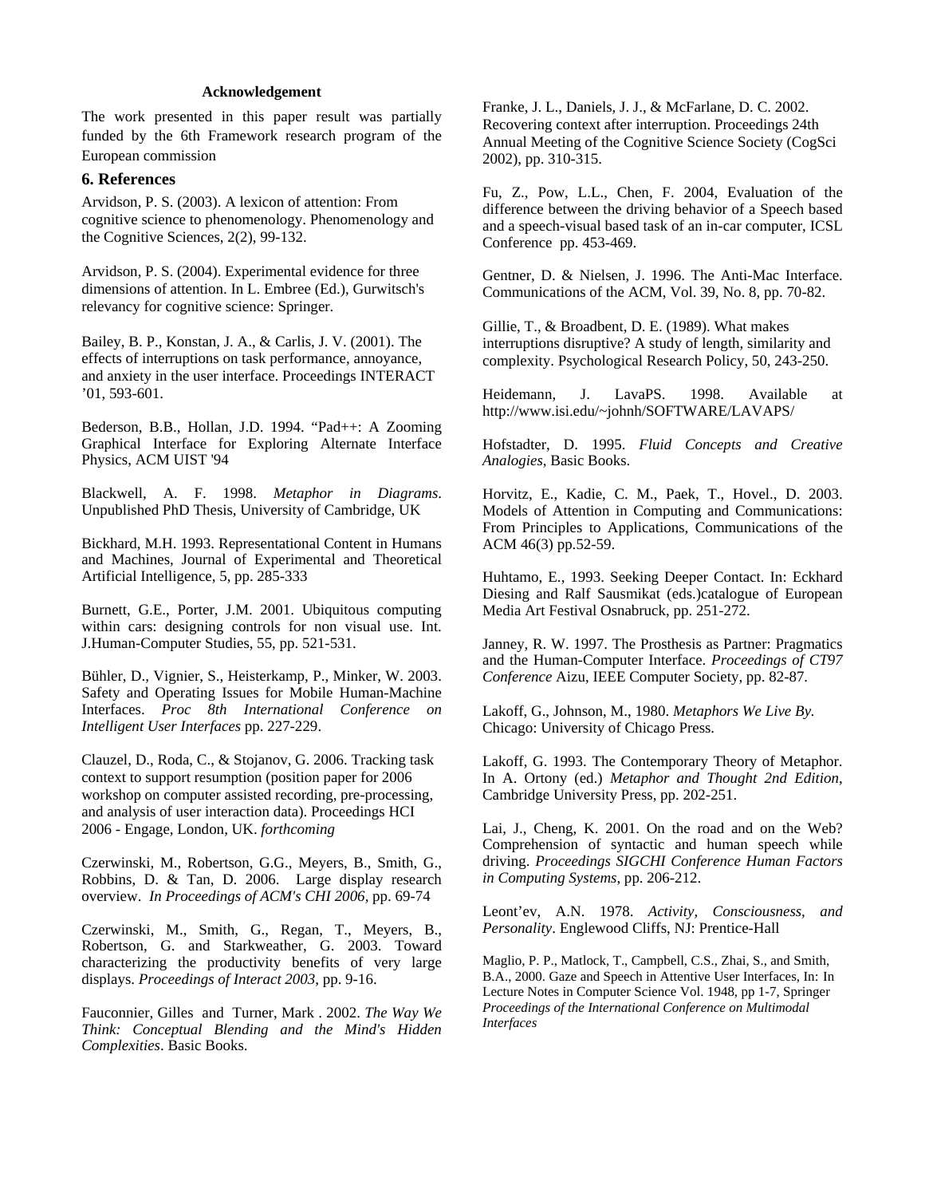**Acknowledgement**

The work presented in this paper result was partially funded by the 6th Framework research program of the European commission

## 6. References

Arvidson, P. S. (2003). A lexicon of attention: From cognitive science to phenomenology. Phenomenology and the Cognitive Sciences, 2(2), 99-132.

Arvidson, P. S. (2004). Experimental evidence for three dimensions of attention. In L. Embree (Ed.), Gurwitsch's relevancy for cognitive science: Springer.

Bailey, B. P., Konstan, J. A., & Carlis, J. V. (2001). The effects of interruptions on task performance, annoyance, and anxiety in the user interface. Proceedings INTERACT ’01, 593-601.

Bederson, B.B., Hollan, J.D. 1994. “Pad++: A Zooming Graphical Interface for Exploring Alternate Interface Physics, ACM UIST '94

Blackwell, A. F. 1998. *Metaphor in Diagrams*. Unpublished PhD Thesis, University of Cambridge, UK

Bickhard, M.H. 1993. Representational Content in Humans and Machines, Journal of Experimental and Theoretical Artificial Intelligence, 5, pp. 285-333

Burnett, G.E., Porter, J.M. 2001. Ubiquitous computing within cars: designing controls for non visual use. Int. J.Human-Computer Studies, 55, pp. 521-531.

Bühler, D., Vignier, S., Heisterkamp, P., Minker, W. 2003. Safety and Operating Issues for Mobile Human-Machine Interfaces. *Proc 8th International Conference on Intelligent User Interfaces* pp. 227-229.

Clauzel, D., Roda, C., & Stojanov, G. 2006. Tracking task context to support resumption (position paper for 2006 workshop on computer assisted recording, pre-processing, and analysis of user interaction data). Proceedings HCI 2006 - Engage, London, UK. *forthcoming*

Czerwinski, M., Robertson, G.G., Meyers, B., Smith, G., Robbins, D. & Tan, D. 2006. Large display research overview. *In Proceedings of ACM's CHI 2006*, pp. 69-74

Czerwinski, M., Smith, G., Regan, T., Meyers, B., Robertson, G. and Starkweather, G. 2003. Toward characterizing the productivity benefits of very large displays. *Proceedings of Interact 2003*, pp. 9-16.

Fauconnier, Gilles and Turner, Mark . 2002. *The Way We Think: Conceptual Blending and the Mind's Hidden Complexities*. Basic Books.

Franke, J. L., Daniels, J. J., & McFarlane, D. C. 2002. Recovering context after interruption. Proceedings 24th Annual Meeting of the Cognitive Science Society (CogSci 2002), pp. 310-315.

Fu, Z., Pow, L.L., Chen, F. 2004, Evaluation of the difference between the driving behavior of a Speech based and a speech-visual based task of an in-car computer, ICSL Conference pp. 453-469.

Gentner, D. & Nielsen, J. 1996. The Anti-Mac Interface. Communications of the ACM, Vol. 39, No. 8, pp. 70-82.

Gillie, T., & Broadbent, D. E. (1989). What makes interruptions disruptive? A study of length, similarity and complexity. Psychological Research Policy, 50, 243-250.

Heidemann, J. LavaPS. 1998. Available at http://www.isi.edu/~johnh/SOFTWARE/LAVAPS/

Hofstadter, D. 1995. *Fluid Concepts and Creative Analogies*, Basic Books.

Horvitz, E., Kadie, C. M., Paek, T., Hovel., D. 2003. Models of Attention in Computing and Communications: From Principles to Applications, Communications of the ACM 46(3) pp.52-59.

Huhtamo, E., 1993. Seeking Deeper Contact. In: Eckhard Diesing and Ralf Sausmikat (eds.)catalogue of European Media Art Festival Osnabruck, pp. 251-272.

Janney, R. W. 1997. The Prosthesis as Partner: Pragmatics and the Human-Computer Interface. *Proceedings of CT97 Conference* Aizu, IEEE Computer Society, pp. 82-87.

Lakoff, G., Johnson, M., 1980. *Metaphors We Live By*. Chicago: University of Chicago Press.

Lakoff, G. 1993. The Contemporary Theory of Metaphor. In A. Ortony (ed.) *Metaphor and Thought 2nd Edition*, Cambridge University Press, pp. 202-251.

Lai, J., Cheng, K. 2001. On the road and on the Web? Comprehension of syntactic and human speech while driving. *Proceedings SIGCHI Conference Human Factors in Computing Systems*, pp. 206-212.

Leont’ev, A.N. 1978. *Activity, Consciousness, and Personality*. Englewood Cliffs, NJ: Prentice-Hall

Maglio, P. P., Matlock, T., Campbell, C.S., Zhai, S., and Smith, B.A., 2000. Gaze and Speech in Attentive User Interfaces, In: In Lecture Notes in Computer Science Vol. 1948, pp 1-7, Springer *Proceedings of the International Conference on Multimodal Interfaces*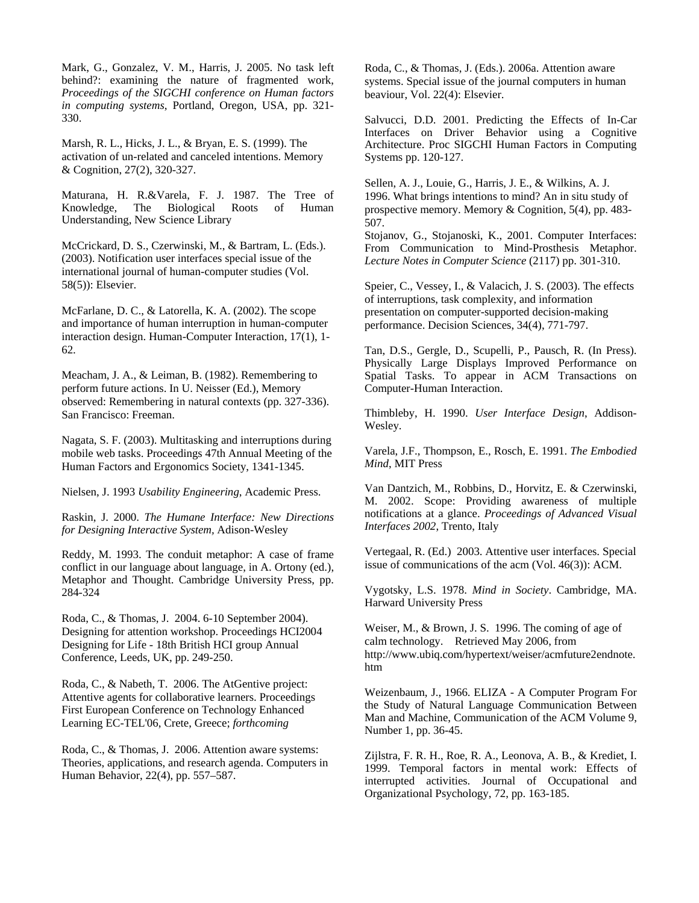Mark, G., Gonzalez, V. M., Harris, J. 2005. No task left behind?: examining the nature of fragmented work, *Proceedings of the SIGCHI conference on Human factors in computing systems*, Portland, Oregon, USA, pp. 321-330.

Marsh, R. L., Hicks, J. L., & Bryan, E. S. (1999). The activation of un-related and canceled intentions. Memory & Cognition, 27(2), 320-327.

Maturana, H. R.&Varela, F. J. 1987. The Tree of Knowledge, The Biological Roots of Human Understanding, New Science Library

McCrickard, D. S., Czerwinski, M., & Bartram, L. (Eds.). (2003). Notification user interfaces special issue of the international journal of human-computer studies (Vol. 58(5)): Elsevier.

McFarlane, D. C., & Latorella, K. A. (2002). The scope and importance of human interruption in human-computer interaction design. Human-Computer Interaction, 17(1), 1-62.

Meacham, J. A., & Leiman, B. (1982). Remembering to perform future actions. In U. Neisser (Ed.), Memory observed: Remembering in natural contexts (pp. 327-336). San Francisco: Freeman.

Nagata, S. F. (2003). Multitasking and interruptions during mobile web tasks. Proceedings 47th Annual Meeting of the Human Factors and Ergonomics Society, 1341-1345.

Nielsen, J. 1993 *Usability Engineering*, Academic Press.

Raskin, J. 2000. *The Humane Interface: New Directions for Designing Interactive System*, Adison-Wesley

Reddy, M. 1993. The conduit metaphor: A case of frame conflict in our language about language, in A. Ortony (ed.), Metaphor and Thought. Cambridge University Press, pp. 284-324

Roda, C., & Thomas, J. 2004. 6-10 September 2004). Designing for attention workshop. Proceedings HCI2004 Designing for Life - 18th British HCI group Annual Conference, Leeds, UK, pp. 249-250.

Roda, C., & Nabeth, T. 2006. The AtGentive project: Attentive agents for collaborative learners. Proceedings First European Conference on Technology Enhanced Learning EC-TEL'06, Crete, Greece; *forthcoming*

Roda, C., & Thomas, J. 2006. Attention aware systems: Theories, applications, and research agenda. Computers in Human Behavior, 22(4), pp. 557–587.

Roda, C., & Thomas, J. (Eds.). 2006a. Attention aware systems. Special issue of the journal computers in human beaviour, Vol. 22(4): Elsevier.

Salvucci, D.D. 2001. Predicting the Effects of In-Car Interfaces on Driver Behavior using a Cognitive Architecture. Proc SIGCHI Human Factors in Computing Systems pp. 120-127.

Sellen, A. J., Louie, G., Harris, J. E., & Wilkins, A. J. 1996. What brings intentions to mind? An in situ study of prospective memory. Memory & Cognition, 5(4), pp. 483-507.

Stojanov, G., Stojanoski, K., 2001. Computer Interfaces: From Communication to Mind-Prosthesis Metaphor. *Lecture Notes in Computer Science* (2117) pp. 301-310.

Speier, C., Vessey, I., & Valacich, J. S. (2003). The effects of interruptions, task complexity, and information presentation on computer-supported decision-making performance. Decision Sciences, 34(4), 771-797.

Tan, D.S., Gergle, D., Scupelli, P., Pausch, R. (In Press). Physically Large Displays Improved Performance on Spatial Tasks. To appear in ACM Transactions on Computer-Human Interaction.

Thimbleby, H. 1990. *User Interface Design*, Addison-Wesley.

Varela, J.F., Thompson, E., Rosch, E. 1991. *The Embodied Mind*, MIT Press

Van Dantzich, M., Robbins, D., Horvitz, E. & Czerwinski, M. 2002. Scope: Providing awareness of multiple notifications at a glance. *Proceedings of Advanced Visual Interfaces 2002*, Trento, Italy

Vertegaal, R. (Ed.) 2003. Attentive user interfaces. Special issue of communications of the acm (Vol. 46(3)): ACM.

Vygotsky, L.S. 1978. *Mind in Society*. Cambridge, MA. Harward University Press

Weiser, M., & Brown, J. S. 1996. The coming of age of calm technology. Retrieved May 2006, from http://www.ubiq.com/hypertext/weiser/acmfuture2endnote.htm

Weizenbaum, J., 1966. ELIZA - A Computer Program For the Study of Natural Language Communication Between Man and Machine, Communication of the ACM Volume 9, Number 1, pp. 36-45.

Zijlstra, F. R. H., Roe, R. A., Leonova, A. B., & Krediet, I. 1999. Temporal factors in mental work: Effects of interrupted activities. Journal of Occupational and Organizational Psychology, 72, pp. 163-185.